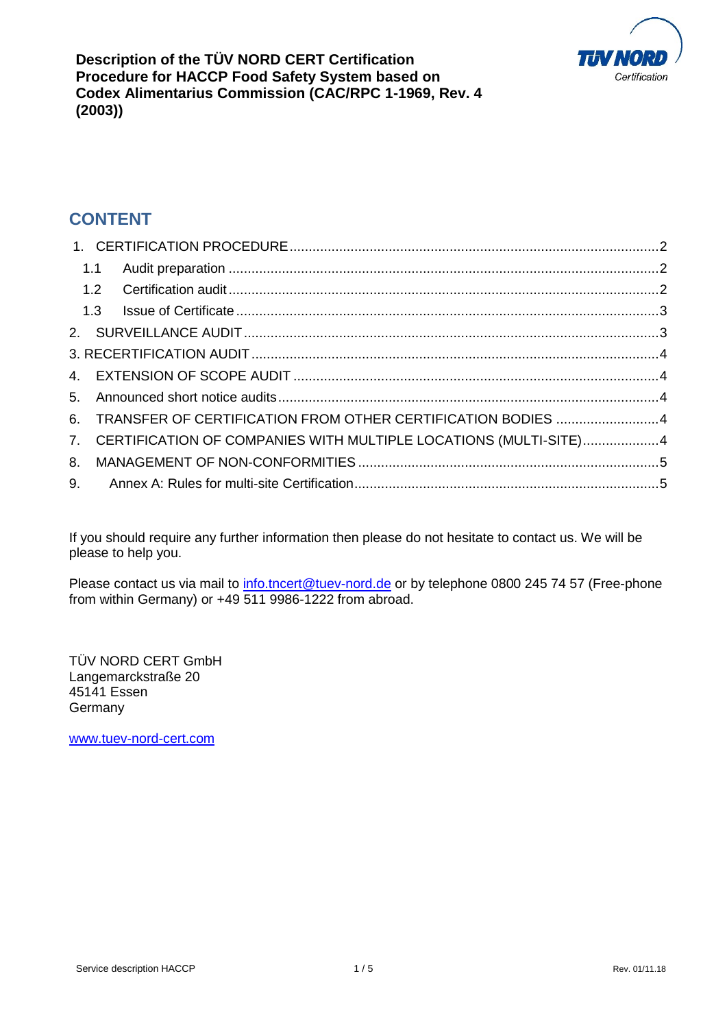# Description of the TÜV NORD CERT Certification Procedure for HACCP Food Safety System based on Codex Alimentarius Commission (CAC/RPC 1-1969, Rev. 4 (2003))

## CONTENT

1. CERTIFICATION PROCEDURE ........ 2
   - 1.1 Audit preparation ........ 2
   - 1.2 Certification audit ........ 2
   - 1.3 Issue of Certificate ........ 3
2. SURVEILLANCE AUDIT ........ 3
3. RECERTIFICATION AUDIT ........ 4
4. EXTENSION OF SCOPE AUDIT ........ 4
5. Announced short notice audits ........ 4
6. TRANSFER OF CERTIFICATION FROM OTHER CERTIFICATION BODIES ........ 4
7. CERTIFICATION OF COMPANIES WITH MULTIPLE LOCATIONS (MULTI-SITE) ........ 4
8. MANAGEMENT OF NON-CONFORMITIES ........ 5
9. Annex A: Rules for multi-site Certification ........ 5

If you should require any further information then please do not hesitate to contact us. We will be please to help you.

Please contact us via mail to info.tncert@tuev-nord.de or by telephone 0800 245 74 57 (Free-phone from within Germany) or +49 511 9986-1222 from abroad.

TÜV NORD CERT GmbH
Langemarckstraße 20
45141 Essen
Germany

www.tuev-nord-cert.com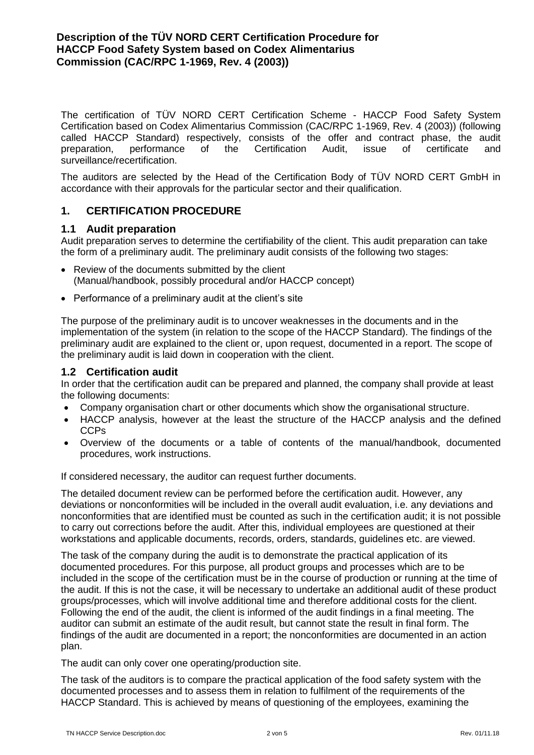**Description of the TÜV NORD CERT Certification Procedure for HACCP Food Safety System based on Codex Alimentarius Commission (CAC/RPC 1-1969, Rev. 4 (2003))**

The certification of TÜV NORD CERT Certification Scheme - HACCP Food Safety System Certification based on Codex Alimentarius Commission (CAC/RPC 1-1969, Rev. 4 (2003)) (following called HACCP Standard) respectively, consists of the offer and contract phase, the audit preparation, performance of the Certification Audit, issue of certificate and surveillance/recertification.

The auditors are selected by the Head of the Certification Body of TÜV NORD CERT GmbH in accordance with their approvals for the particular sector and their qualification.

## 1. CERTIFICATION PROCEDURE

### 1.1 Audit preparation

Audit preparation serves to determine the certifiability of the client. This audit preparation can take the form of a preliminary audit. The preliminary audit consists of the following two stages:

- Review of the documents submitted by the client (Manual/handbook, possibly procedural and/or HACCP concept)
- Performance of a preliminary audit at the client's site

The purpose of the preliminary audit is to uncover weaknesses in the documents and in the implementation of the system (in relation to the scope of the HACCP Standard). The findings of the preliminary audit are explained to the client or, upon request, documented in a report. The scope of the preliminary audit is laid down in cooperation with the client.

### 1.2 Certification audit

In order that the certification audit can be prepared and planned, the company shall provide at least the following documents:

- Company organisation chart or other documents which show the organisational structure.
- HACCP analysis, however at the least the structure of the HACCP analysis and the defined CCPs
- Overview of the documents or a table of contents of the manual/handbook, documented procedures, work instructions.

If considered necessary, the auditor can request further documents.

The detailed document review can be performed before the certification audit. However, any deviations or nonconformities will be included in the overall audit evaluation, i.e. any deviations and nonconformities that are identified must be counted as such in the certification audit; it is not possible to carry out corrections before the audit. After this, individual employees are questioned at their workstations and applicable documents, records, orders, standards, guidelines etc. are viewed.

The task of the company during the audit is to demonstrate the practical application of its documented procedures. For this purpose, all product groups and processes which are to be included in the scope of the certification must be in the course of production or running at the time of the audit. If this is not the case, it will be necessary to undertake an additional audit of these product groups/processes, which will involve additional time and therefore additional costs for the client. Following the end of the audit, the client is informed of the audit findings in a final meeting. The auditor can submit an estimate of the audit result, but cannot state the result in final form. The findings of the audit are documented in a report; the nonconformities are documented in an action plan.

The audit can only cover one operating/production site.

The task of the auditors is to compare the practical application of the food safety system with the documented processes and to assess them in relation to fulfilment of the requirements of the HACCP Standard. This is achieved by means of questioning of the employees, examining the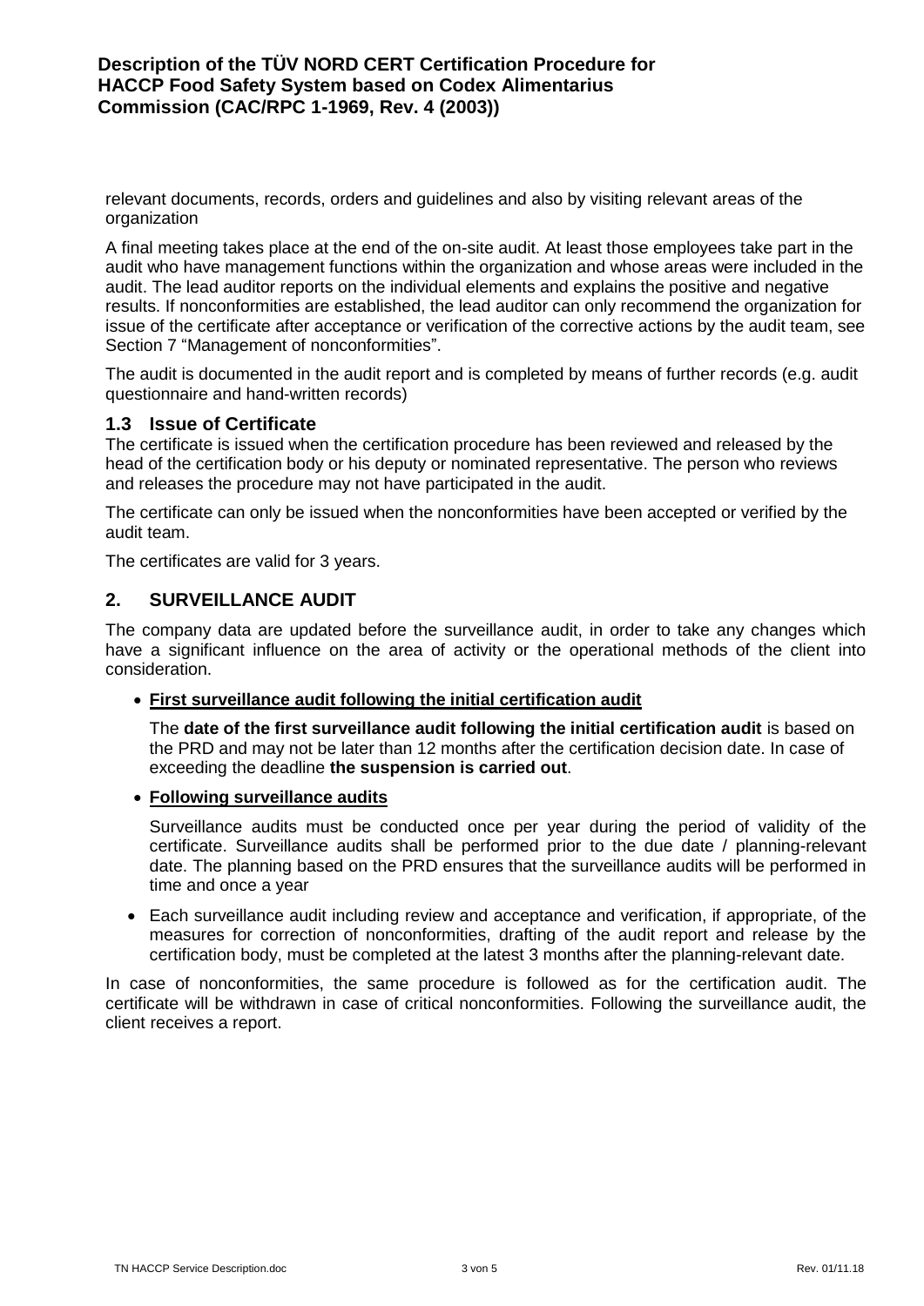relevant documents, records, orders and guidelines and also by visiting relevant areas of the organization

A final meeting takes place at the end of the on-site audit. At least those employees take part in the audit who have management functions within the organization and whose areas were included in the audit. The lead auditor reports on the individual elements and explains the positive and negative results. If nonconformities are established, the lead auditor can only recommend the organization for issue of the certificate after acceptance or verification of the corrective actions by the audit team, see Section 7 "Management of nonconformities".

The audit is documented in the audit report and is completed by means of further records (e.g. audit questionnaire and hand-written records)

### 1.3 Issue of Certificate

The certificate is issued when the certification procedure has been reviewed and released by the head of the certification body or his deputy or nominated representative. The person who reviews and releases the procedure may not have participated in the audit.

The certificate can only be issued when the nonconformities have been accepted or verified by the audit team.

The certificates are valid for 3 years.

## 2. SURVEILLANCE AUDIT

The company data are updated before the surveillance audit, in order to take any changes which have a significant influence on the area of activity or the operational methods of the client into consideration.

- **First surveillance audit following the initial certification audit**

  The **date of the first surveillance audit following the initial certification audit** is based on the PRD and may not be later than 12 months after the certification decision date. In case of exceeding the deadline **the suspension is carried out**.

- **Following surveillance audits**

  Surveillance audits must be conducted once per year during the period of validity of the certificate. Surveillance audits shall be performed prior to the due date / planning-relevant date. The planning based on the PRD ensures that the surveillance audits will be performed in time and once a year

- Each surveillance audit including review and acceptance and verification, if appropriate, of the measures for correction of nonconformities, drafting of the audit report and release by the certification body, must be completed at the latest 3 months after the planning-relevant date.

In case of nonconformities, the same procedure is followed as for the certification audit. The certificate will be withdrawn in case of critical nonconformities. Following the surveillance audit, the client receives a report.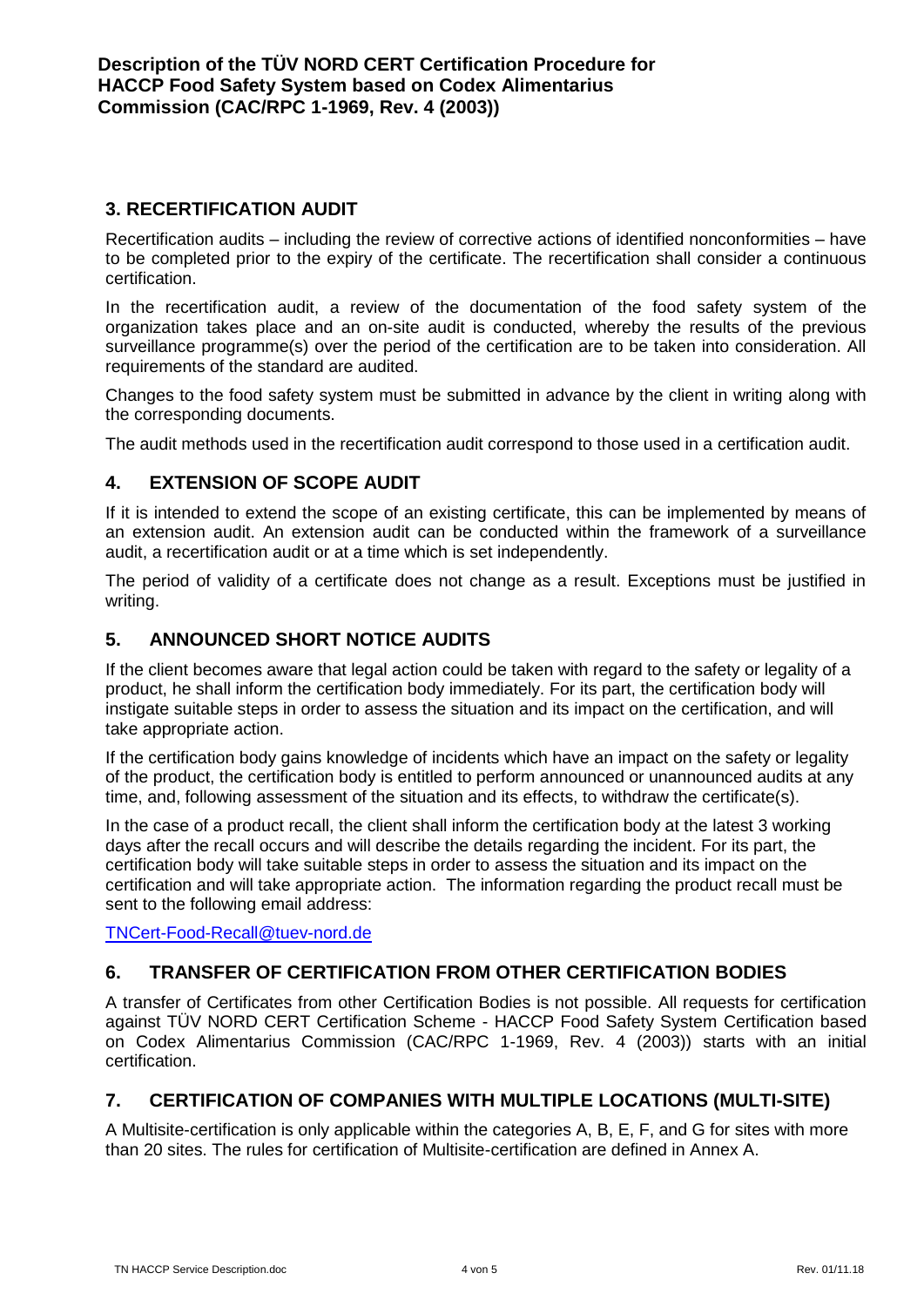## 3. RECERTIFICATION AUDIT

Recertification audits – including the review of corrective actions of identified nonconformities – have to be completed prior to the expiry of the certificate. The recertification shall consider a continuous certification.

In the recertification audit, a review of the documentation of the food safety system of the organization takes place and an on-site audit is conducted, whereby the results of the previous surveillance programme(s) over the period of the certification are to be taken into consideration. All requirements of the standard are audited.

Changes to the food safety system must be submitted in advance by the client in writing along with the corresponding documents.

The audit methods used in the recertification audit correspond to those used in a certification audit.

## 4. EXTENSION OF SCOPE AUDIT

If it is intended to extend the scope of an existing certificate, this can be implemented by means of an extension audit. An extension audit can be conducted within the framework of a surveillance audit, a recertification audit or at a time which is set independently.

The period of validity of a certificate does not change as a result. Exceptions must be justified in writing.

## 5. ANNOUNCED SHORT NOTICE AUDITS

If the client becomes aware that legal action could be taken with regard to the safety or legality of a product, he shall inform the certification body immediately. For its part, the certification body will instigate suitable steps in order to assess the situation and its impact on the certification, and will take appropriate action.

If the certification body gains knowledge of incidents which have an impact on the safety or legality of the product, the certification body is entitled to perform announced or unannounced audits at any time, and, following assessment of the situation and its effects, to withdraw the certificate(s).

In the case of a product recall, the client shall inform the certification body at the latest 3 working days after the recall occurs and will describe the details regarding the incident. For its part, the certification body will take suitable steps in order to assess the situation and its impact on the certification and will take appropriate action. The information regarding the product recall must be sent to the following email address:

TNCert-Food-Recall@tuev-nord.de

## 6. TRANSFER OF CERTIFICATION FROM OTHER CERTIFICATION BODIES

A transfer of Certificates from other Certification Bodies is not possible. All requests for certification against TÜV NORD CERT Certification Scheme - HACCP Food Safety System Certification based on Codex Alimentarius Commission (CAC/RPC 1-1969, Rev. 4 (2003)) starts with an initial certification.

## 7. CERTIFICATION OF COMPANIES WITH MULTIPLE LOCATIONS (MULTI-SITE)

A Multisite-certification is only applicable within the categories A, B, E, F, and G for sites with more than 20 sites. The rules for certification of Multisite-certification are defined in Annex A.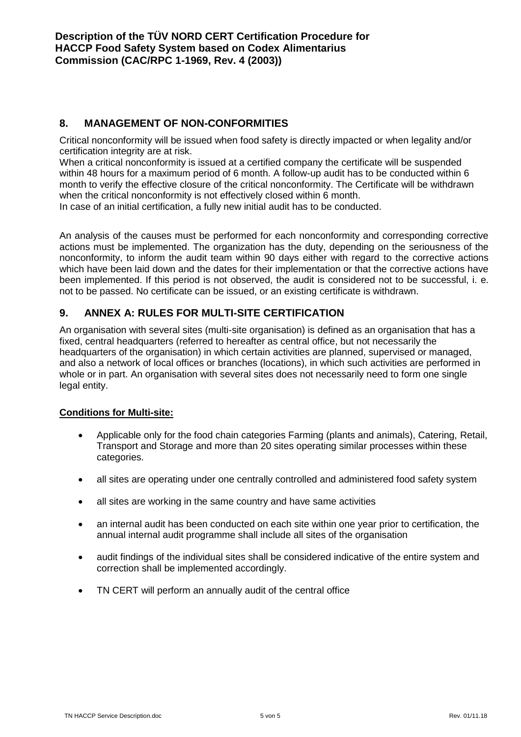## 8. MANAGEMENT OF NON-CONFORMITIES

Critical nonconformity will be issued when food safety is directly impacted or when legality and/or certification integrity are at risk.
When a critical nonconformity is issued at a certified company the certificate will be suspended within 48 hours for a maximum period of 6 month. A follow-up audit has to be conducted within 6 month to verify the effective closure of the critical nonconformity. The Certificate will be withdrawn when the critical nonconformity is not effectively closed within 6 month.
In case of an initial certification, a fully new initial audit has to be conducted.

An analysis of the causes must be performed for each nonconformity and corresponding corrective actions must be implemented. The organization has the duty, depending on the seriousness of the nonconformity, to inform the audit team within 90 days either with regard to the corrective actions which have been laid down and the dates for their implementation or that the corrective actions have been implemented. If this period is not observed, the audit is considered not to be successful, i. e. not to be passed. No certificate can be issued, or an existing certificate is withdrawn.

## 9. ANNEX A: RULES FOR MULTI-SITE CERTIFICATION

An organisation with several sites (multi-site organisation) is defined as an organisation that has a fixed, central headquarters (referred to hereafter as central office, but not necessarily the headquarters of the organisation) in which certain activities are planned, supervised or managed, and also a network of local offices or branches (locations), in which such activities are performed in whole or in part. An organisation with several sites does not necessarily need to form one single legal entity.

**Conditions for Multi-site:**

- Applicable only for the food chain categories Farming (plants and animals), Catering, Retail, Transport and Storage and more than 20 sites operating similar processes within these categories.
- all sites are operating under one centrally controlled and administered food safety system
- all sites are working in the same country and have same activities
- an internal audit has been conducted on each site within one year prior to certification, the annual internal audit programme shall include all sites of the organisation
- audit findings of the individual sites shall be considered indicative of the entire system and correction shall be implemented accordingly.
- TN CERT will perform an annually audit of the central office